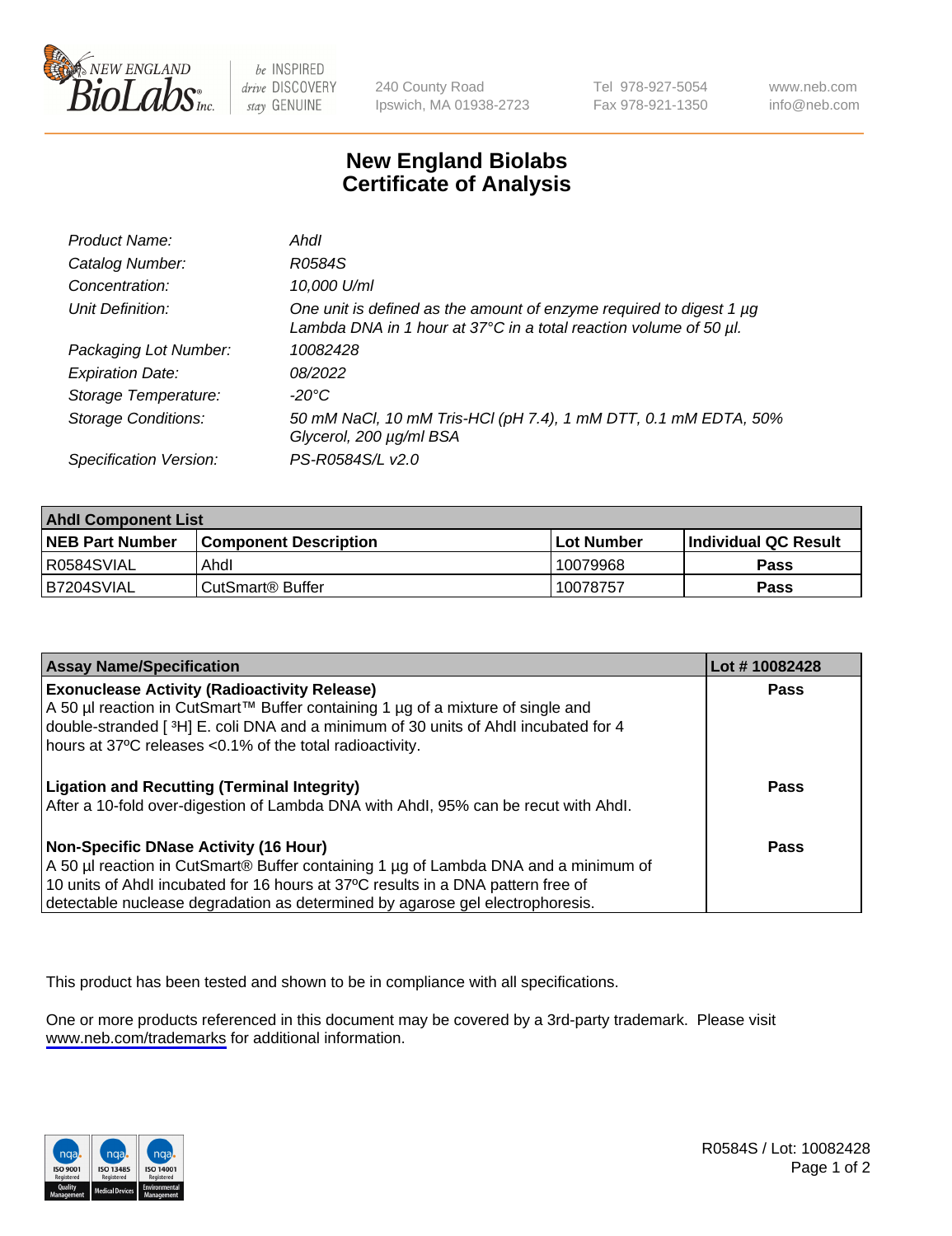New England BioLabs Inc. — be INSPIRED, drive DISCOVERY, stay GENUINE

240 County Road, Ipswich, MA 01938-2723 — Tel 978-927-5054, Fax 978-921-1350 — www.neb.com, info@neb.com

# New England Biolabs Certificate of Analysis

| | |
|---|---|
| *Product Name:* | *AhdI* |
| *Catalog Number:* | *R0584S* |
| *Concentration:* | *10,000 U/ml* |
| *Unit Definition:* | *One unit is defined as the amount of enzyme required to digest 1 µg Lambda DNA in 1 hour at 37°C in a total reaction volume of 50 µl.* |
| *Packaging Lot Number:* | *10082428* |
| *Expiration Date:* | *08/2022* |
| *Storage Temperature:* | *-20°C* |
| *Storage Conditions:* | *50 mM NaCl, 10 mM Tris-HCl (pH 7.4), 1 mM DTT, 0.1 mM EDTA, 50% Glycerol, 200 µg/ml BSA* |
| *Specification Version:* | *PS-R0584S/L v2.0* |

| AhdI Component List | | | |
|---|---|---|---|
| **NEB Part Number** | **Component Description** | **Lot Number** | **Individual QC Result** |
| R0584SVIAL | AhdI | 10079968 | **Pass** |
| B7204SVIAL | CutSmart® Buffer | 10078757 | **Pass** |

| Assay Name/Specification | Lot # 10082428 |
|---|---|
| **Exonuclease Activity (Radioactivity Release)** A 50 µl reaction in CutSmart™ Buffer containing 1 µg of a mixture of single and double-stranded [ $^3$H] E. coli DNA and a minimum of 30 units of AhdI incubated for 4 hours at 37ºC releases <0.1% of the total radioactivity. | **Pass** |
| **Ligation and Recutting (Terminal Integrity)** After a 10-fold over-digestion of Lambda DNA with AhdI, 95% can be recut with AhdI. | **Pass** |
| **Non-Specific DNase Activity (16 Hour)** A 50 µl reaction in CutSmart® Buffer containing 1 µg of Lambda DNA and a minimum of 10 units of AhdI incubated for 16 hours at 37ºC results in a DNA pattern free of detectable nuclease degradation as determined by agarose gel electrophoresis. | **Pass** |

This product has been tested and shown to be in compliance with all specifications.

One or more products referenced in this document may be covered by a 3rd-party trademark. Please visit www.neb.com/trademarks for additional information.

R0584S / Lot: 10082428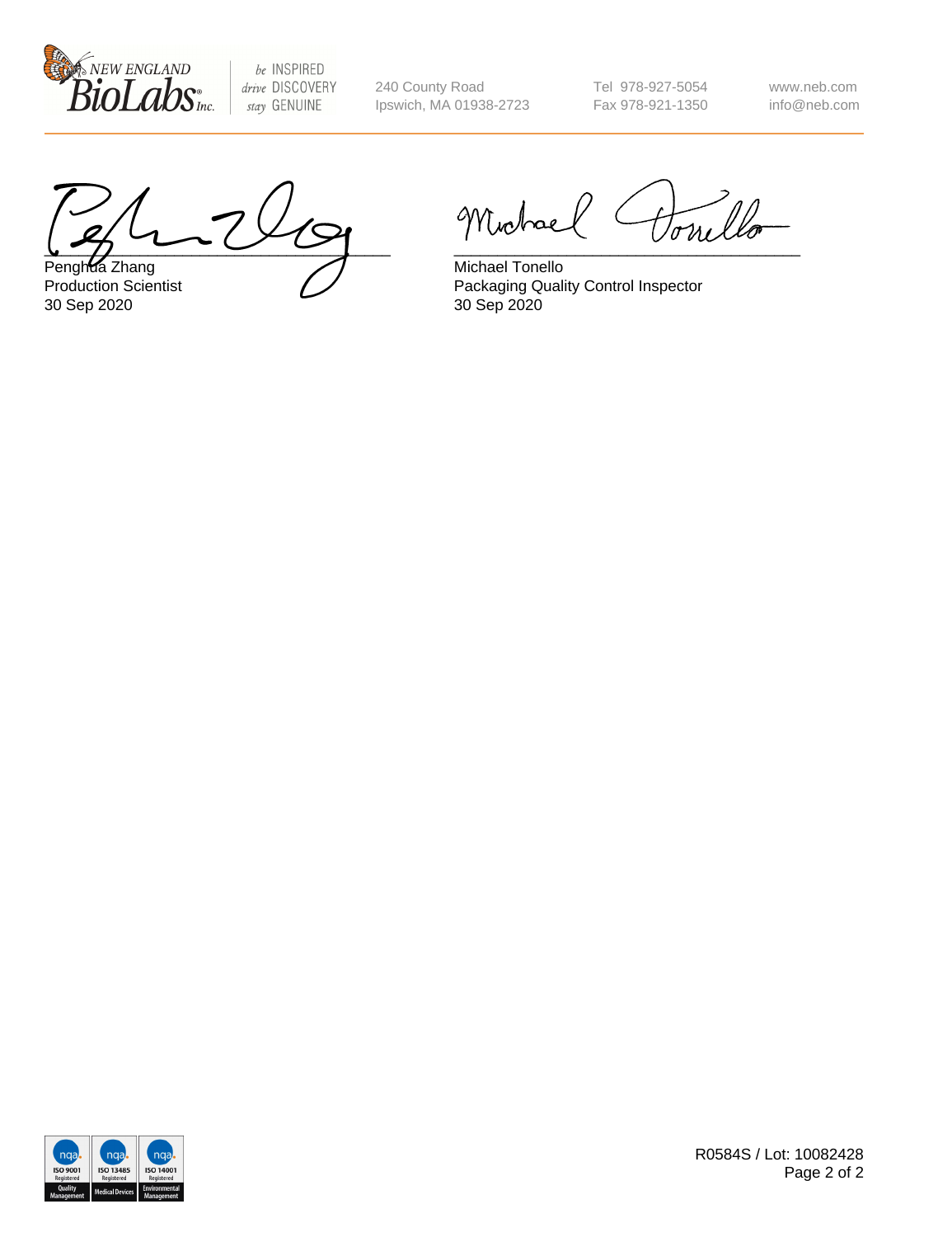Penghua Zhang
Production Scientist
30 Sep 2020

Michael Tonello
Packaging Quality Control Inspector
30 Sep 2020

R0584S / Lot: 10082428